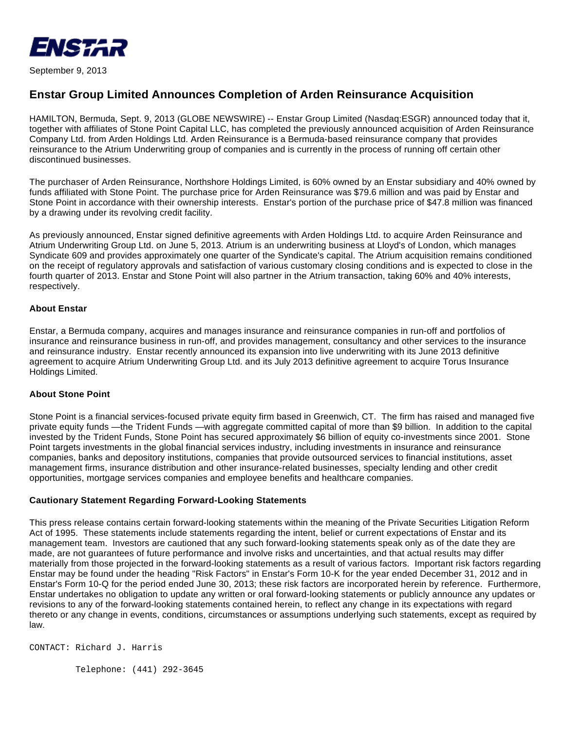ENSTAR

September 9, 2013

# Enstar Group Limited Announces Completion of Arden Reinsurance Acquisition

HAMILTON, Bermuda, Sept. 9, 2013 (GLOBE NEWSWIRE) -- Enstar Group Limited (Nasdaq:ESGR) announced today that it, together with affiliates of Stone Point Capital LLC, has completed the previously announced acquisition of Arden Reinsurance Company Ltd. from Arden Holdings Ltd. Arden Reinsurance is a Bermuda-based reinsurance company that provides reinsurance to the Atrium Underwriting group of companies and is currently in the process of running off certain other discontinued businesses.

The purchaser of Arden Reinsurance, Northshore Holdings Limited, is 60% owned by an Enstar subsidiary and 40% owned by funds affiliated with Stone Point. The purchase price for Arden Reinsurance was $79.6 million and was paid by Enstar and Stone Point in accordance with their ownership interests. Enstar's portion of the purchase price of $47.8 million was financed by a drawing under its revolving credit facility.

As previously announced, Enstar signed definitive agreements with Arden Holdings Ltd. to acquire Arden Reinsurance and Atrium Underwriting Group Ltd. on June 5, 2013. Atrium is an underwriting business at Lloyd's of London, which manages Syndicate 609 and provides approximately one quarter of the Syndicate's capital. The Atrium acquisition remains conditioned on the receipt of regulatory approvals and satisfaction of various customary closing conditions and is expected to close in the fourth quarter of 2013. Enstar and Stone Point will also partner in the Atrium transaction, taking 60% and 40% interests, respectively.

**About Enstar**

Enstar, a Bermuda company, acquires and manages insurance and reinsurance companies in run-off and portfolios of insurance and reinsurance business in run-off, and provides management, consultancy and other services to the insurance and reinsurance industry. Enstar recently announced its expansion into live underwriting with its June 2013 definitive agreement to acquire Atrium Underwriting Group Ltd. and its July 2013 definitive agreement to acquire Torus Insurance Holdings Limited.

**About Stone Point**

Stone Point is a financial services-focused private equity firm based in Greenwich, CT. The firm has raised and managed five private equity funds —the Trident Funds —with aggregate committed capital of more than $9 billion. In addition to the capital invested by the Trident Funds, Stone Point has secured approximately $6 billion of equity co-investments since 2001. Stone Point targets investments in the global financial services industry, including investments in insurance and reinsurance companies, banks and depository institutions, companies that provide outsourced services to financial institutions, asset management firms, insurance distribution and other insurance-related businesses, specialty lending and other credit opportunities, mortgage services companies and employee benefits and healthcare companies.

**Cautionary Statement Regarding Forward-Looking Statements**

This press release contains certain forward-looking statements within the meaning of the Private Securities Litigation Reform Act of 1995. These statements include statements regarding the intent, belief or current expectations of Enstar and its management team. Investors are cautioned that any such forward-looking statements speak only as of the date they are made, are not guarantees of future performance and involve risks and uncertainties, and that actual results may differ materially from those projected in the forward-looking statements as a result of various factors. Important risk factors regarding Enstar may be found under the heading "Risk Factors" in Enstar's Form 10-K for the year ended December 31, 2012 and in Enstar's Form 10-Q for the period ended June 30, 2013; these risk factors are incorporated herein by reference. Furthermore, Enstar undertakes no obligation to update any written or oral forward-looking statements or publicly announce any updates or revisions to any of the forward-looking statements contained herein, to reflect any change in its expectations with regard thereto or any change in events, conditions, circumstances or assumptions underlying such statements, except as required by law.

```
CONTACT: Richard J. Harris

         Telephone: (441) 292-3645
```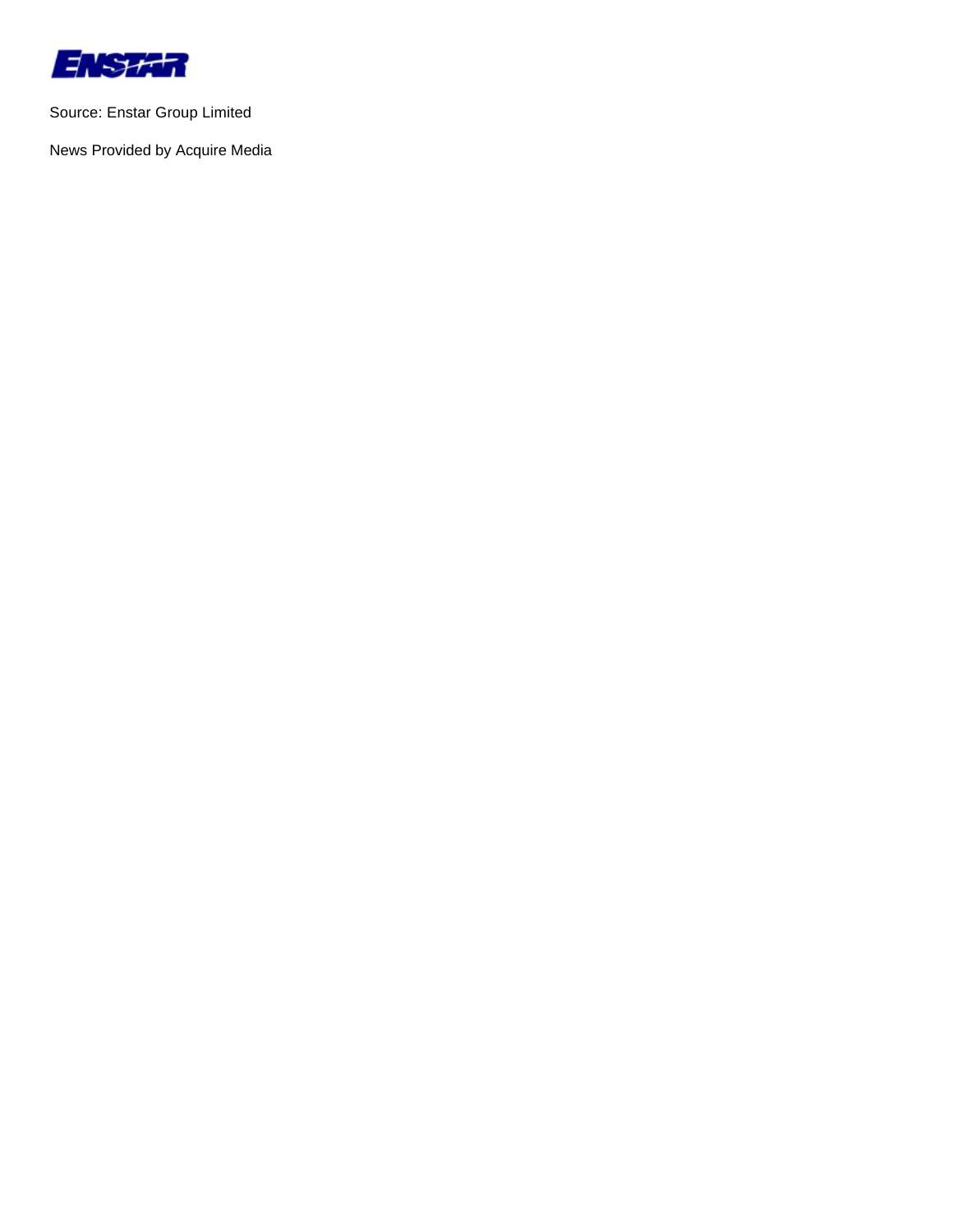Source: Enstar Group Limited

News Provided by Acquire Media